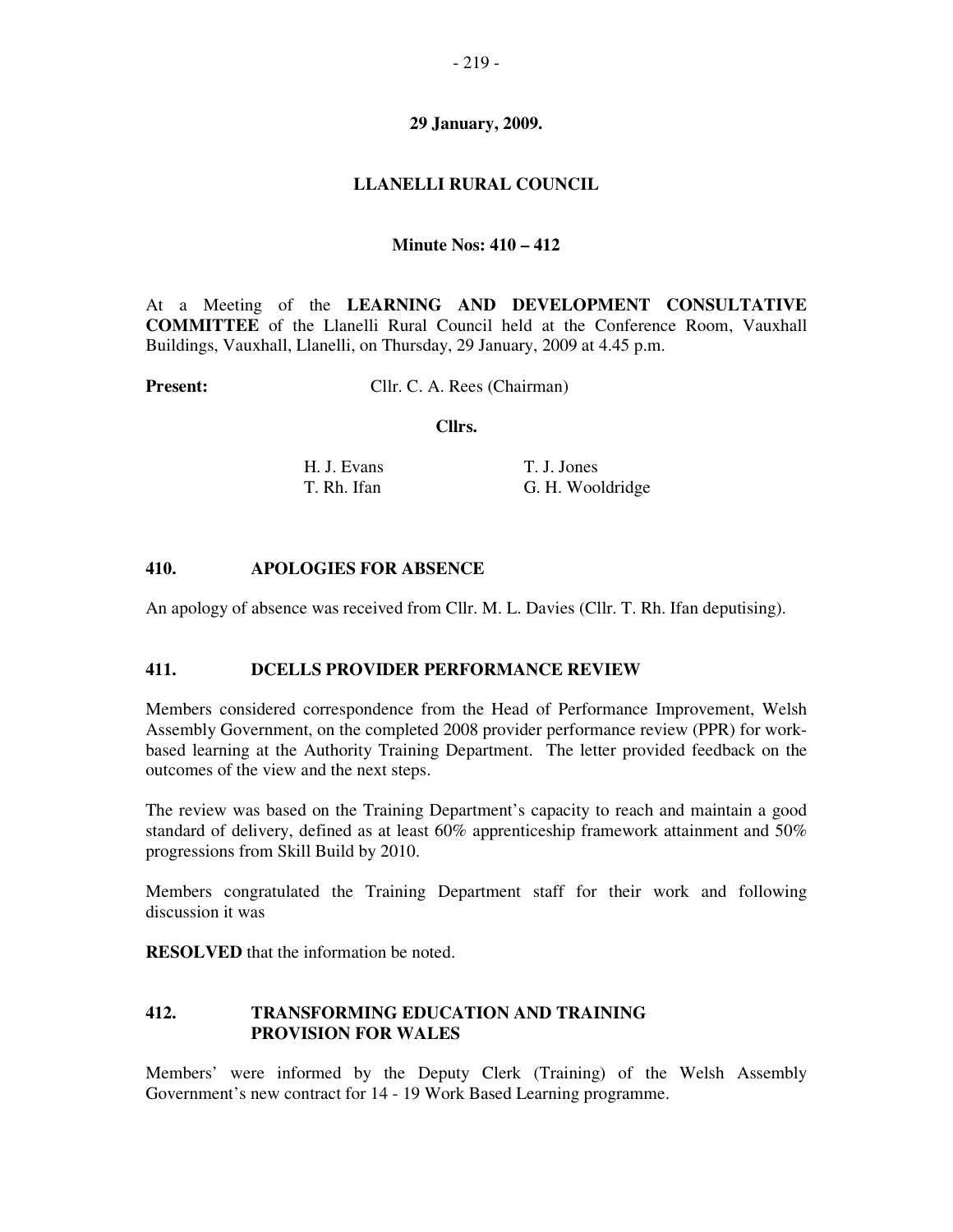**29 January, 2009.**

**LLANELLI RURAL COUNCIL**

**Minute Nos: 410 – 412**

At a Meeting of the **LEARNING AND DEVELOPMENT CONSULTATIVE COMMITTEE** of the Llanelli Rural Council held at the Conference Room, Vauxhall Buildings, Vauxhall, Llanelli, on Thursday, 29 January, 2009 at 4.45 p.m.

**Present:** Cllr. C. A. Rees (Chairman)

**Cllrs.**

H. J. Evans
T. J. Jones
T. Rh. Ifan
G. H. Wooldridge

## 410. APOLOGIES FOR ABSENCE

An apology of absence was received from Cllr. M. L. Davies (Cllr. T. Rh. Ifan deputising).

## 411. DCELLS PROVIDER PERFORMANCE REVIEW

Members considered correspondence from the Head of Performance Improvement, Welsh Assembly Government, on the completed 2008 provider performance review (PPR) for work-based learning at the Authority Training Department. The letter provided feedback on the outcomes of the view and the next steps.

The review was based on the Training Department's capacity to reach and maintain a good standard of delivery, defined as at least 60% apprenticeship framework attainment and 50% progressions from Skill Build by 2010.

Members congratulated the Training Department staff for their work and following discussion it was

**RESOLVED** that the information be noted.

## 412. TRANSFORMING EDUCATION AND TRAINING PROVISION FOR WALES

Members' were informed by the Deputy Clerk (Training) of the Welsh Assembly Government's new contract for 14 - 19 Work Based Learning programme.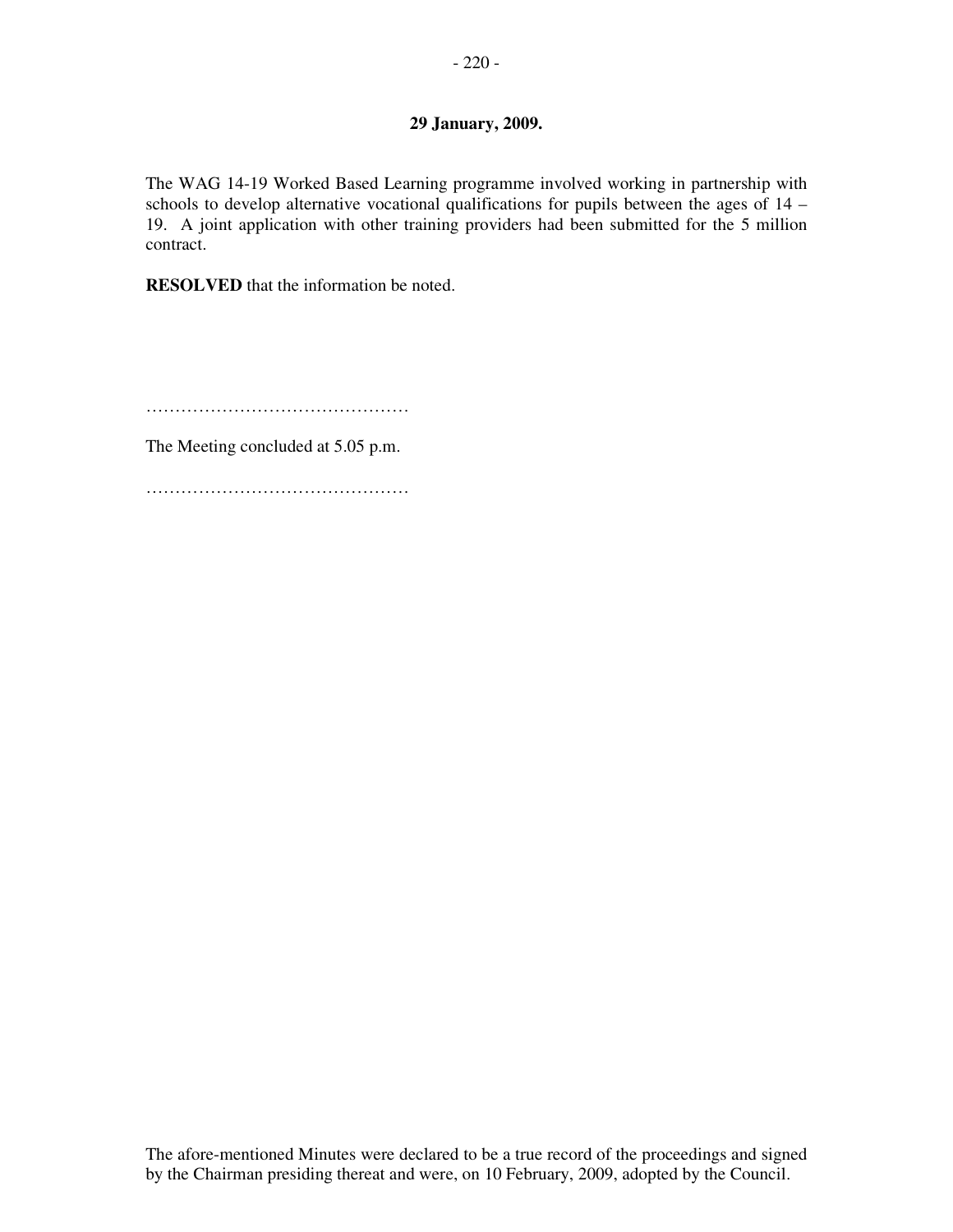**29 January, 2009.**

The WAG 14-19 Worked Based Learning programme involved working in partnership with schools to develop alternative vocational qualifications for pupils between the ages of 14 – 19. A joint application with other training providers had been submitted for the 5 million contract.

**RESOLVED** that the information be noted.

………………………………………

The Meeting concluded at 5.05 p.m.

………………………………………

The afore-mentioned Minutes were declared to be a true record of the proceedings and signed by the Chairman presiding thereat and were, on 10 February, 2009, adopted by the Council.